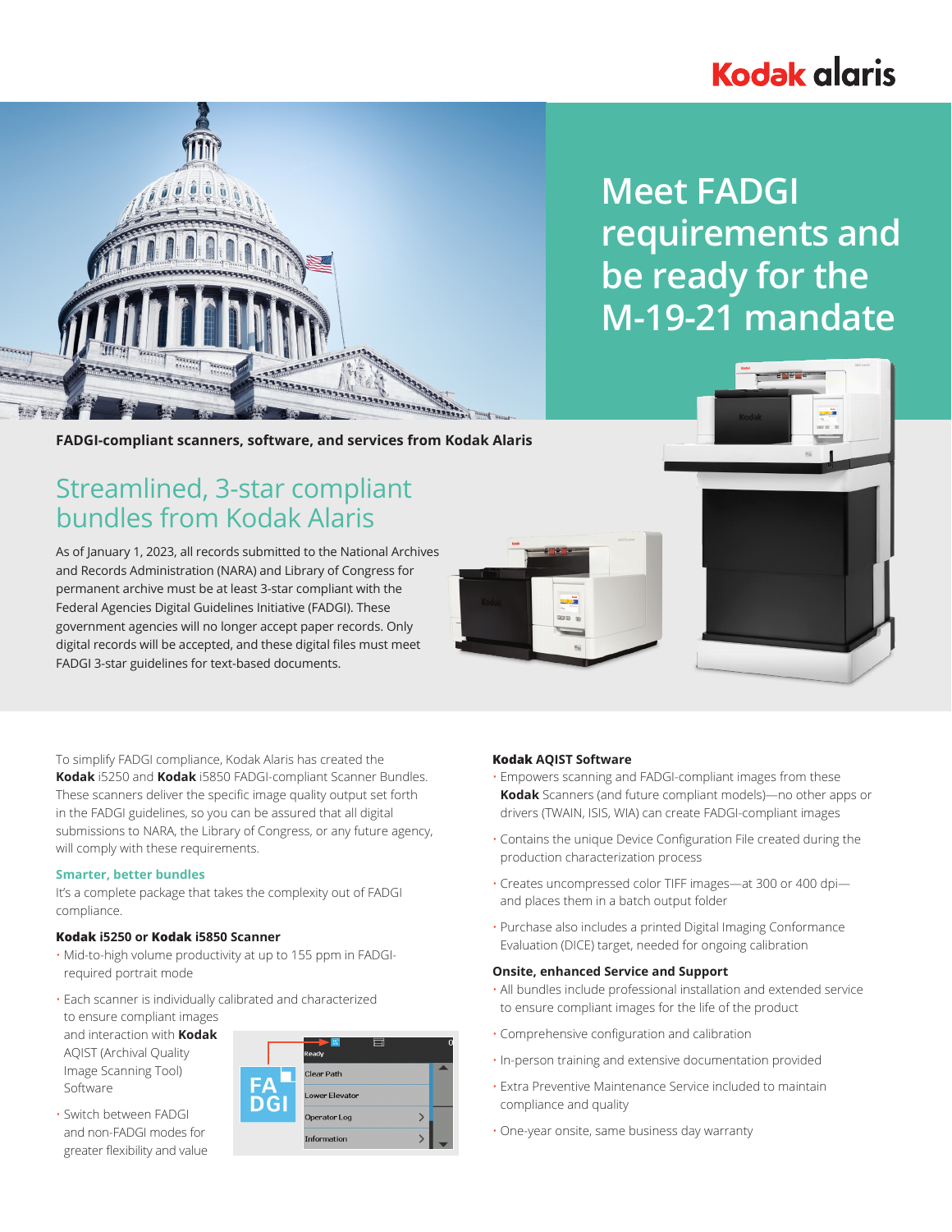# Meet FADGI requirements and be ready for the M-19-21 mandate

**FADGI-compliant scanners, software, and services from Kodak Alaris**

## Streamlined, 3-star compliant bundles from Kodak Alaris

As of January 1, 2023, all records submitted to the National Archives and Records Administration (NARA) and Library of Congress for permanent archive must be at least 3-star compliant with the Federal Agencies Digital Guidelines Initiative (FADGI). These government agencies will no longer accept paper records. Only digital records will be accepted, and these digital files must meet FADGI 3-star guidelines for text-based documents.

To simplify FADGI compliance, Kodak Alaris has created the **Kodak** i5250 and **Kodak** i5850 FADGI-compliant Scanner Bundles. These scanners deliver the specific image quality output set forth in the FADGI guidelines, so you can be assured that all digital submissions to NARA, the Library of Congress, or any future agency, will comply with these requirements.

### Smarter, better bundles

It's a complete package that takes the complexity out of FADGI compliance.

#### Kodak i5250 or Kodak i5850 Scanner

- Mid-to-high volume productivity at up to 155 ppm in FADGI-required portrait mode
- Each scanner is individually calibrated and characterized to ensure compliant images and interaction with **Kodak** AQIST (Archival Quality Image Scanning Tool) Software
- Switch between FADGI and non-FADGI modes for greater flexibility and value

#### Kodak AQIST Software

- Empowers scanning and FADGI-compliant images from these **Kodak** Scanners (and future compliant models)—no other apps or drivers (TWAIN, ISIS, WIA) can create FADGI-compliant images
- Contains the unique Device Configuration File created during the production characterization process
- Creates uncompressed color TIFF images—at 300 or 400 dpi—and places them in a batch output folder
- Purchase also includes a printed Digital Imaging Conformance Evaluation (DICE) target, needed for ongoing calibration

#### Onsite, enhanced Service and Support

- All bundles include professional installation and extended service to ensure compliant images for the life of the product
- Comprehensive configuration and calibration
- In-person training and extensive documentation provided
- Extra Preventive Maintenance Service included to maintain compliance and quality
- One-year onsite, same business day warranty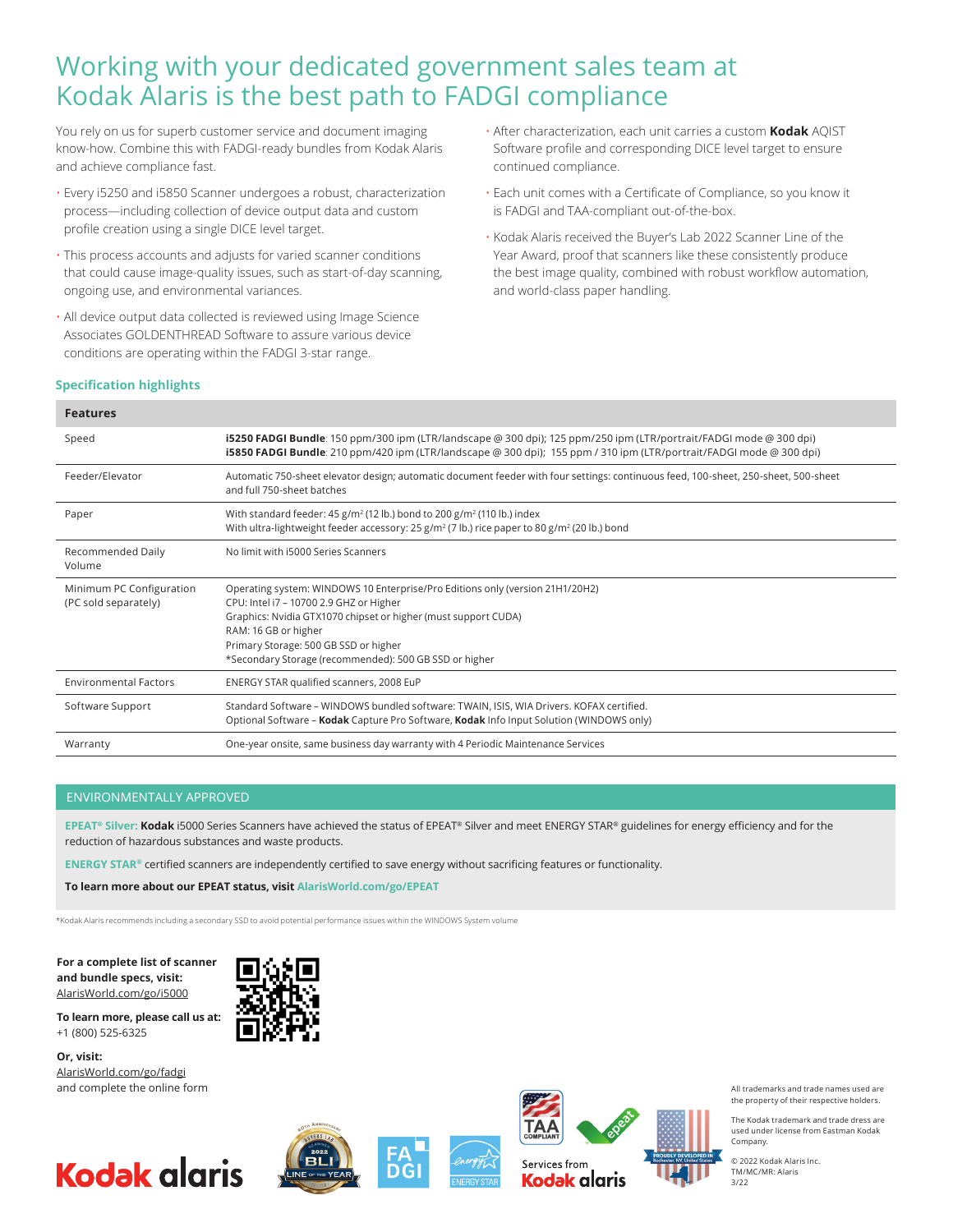# Working with your dedicated government sales team at Kodak Alaris is the best path to FADGI compliance

You rely on us for superb customer service and document imaging know-how. Combine this with FADGI-ready bundles from Kodak Alaris and achieve compliance fast.

- Every i5250 and i5850 Scanner undergoes a robust, characterization process—including collection of device output data and custom profile creation using a single DICE level target.
- This process accounts and adjusts for varied scanner conditions that could cause image-quality issues, such as start-of-day scanning, ongoing use, and environmental variances.
- All device output data collected is reviewed using Image Science Associates GOLDENTHREAD Software to assure various device conditions are operating within the FADGI 3-star range.
- After characterization, each unit carries a custom **Kodak** AQIST Software profile and corresponding DICE level target to ensure continued compliance.
- Each unit comes with a Certificate of Compliance, so you know it is FADGI and TAA-compliant out-of-the-box.
- Kodak Alaris received the Buyer's Lab 2022 Scanner Line of the Year Award, proof that scanners like these consistently produce the best image quality, combined with robust workflow automation, and world-class paper handling.

### Specification highlights

| Features | |
|---|---|
| Speed | **i5250 FADGI Bundle**: 150 ppm/300 ipm (LTR/landscape @ 300 dpi); 125 ppm/250 ipm (LTR/portrait/FADGI mode @ 300 dpi)<br>**i5850 FADGI Bundle**: 210 ppm/420 ipm (LTR/landscape @ 300 dpi); 155 ppm / 310 ipm (LTR/portrait/FADGI mode @ 300 dpi) |
| Feeder/Elevator | Automatic 750-sheet elevator design; automatic document feeder with four settings: continuous feed, 100-sheet, 250-sheet, 500-sheet and full 750-sheet batches |
| Paper | With standard feeder: 45 g/m² (12 lb.) bond to 200 g/m² (110 lb.) index<br>With ultra-lightweight feeder accessory: 25 g/m² (7 lb.) rice paper to 80 g/m² (20 lb.) bond |
| Recommended Daily Volume | No limit with i5000 Series Scanners |
| Minimum PC Configuration (PC sold separately) | Operating system: WINDOWS 10 Enterprise/Pro Editions only (version 21H1/20H2)<br>CPU: Intel i7 – 10700 2.9 GHZ or Higher<br>Graphics: Nvidia GTX1070 chipset or higher (must support CUDA)<br>RAM: 16 GB or higher<br>Primary Storage: 500 GB SSD or higher<br>*Secondary Storage (recommended): 500 GB SSD or higher |
| Environmental Factors | ENERGY STAR qualified scanners, 2008 EuP |
| Software Support | Standard Software – WINDOWS bundled software: TWAIN, ISIS, WIA Drivers. KOFAX certified.<br>Optional Software – **Kodak** Capture Pro Software, **Kodak** Info Input Solution (WINDOWS only) |
| Warranty | One-year onsite, same business day warranty with 4 Periodic Maintenance Services |

## ENVIRONMENTALLY APPROVED

**EPEAT® Silver:** **Kodak** i5000 Series Scanners have achieved the status of EPEAT® Silver and meet ENERGY STAR® guidelines for energy efficiency and for the reduction of hazardous substances and waste products.

**ENERGY STAR®** certified scanners are independently certified to save energy without sacrificing features or functionality.

**To learn more about our EPEAT status, visit AlarisWorld.com/go/EPEAT**

*Kodak Alaris recommends including a secondary SSD to avoid potential performance issues within the WINDOWS System volume

**For a complete list of scanner and bundle specs, visit:**
AlarisWorld.com/go/i5000

**To learn more, please call us at:**
+1 (800) 525-6325

**Or, visit:**
AlarisWorld.com/go/fadgi
and complete the online form

Services from Kodak alaris

All trademarks and trade names used are the property of their respective holders.

The Kodak trademark and trade dress are used under license from Eastman Kodak Company.

© 2022 Kodak Alaris Inc.
TM/MC/MR: Alaris
3/22